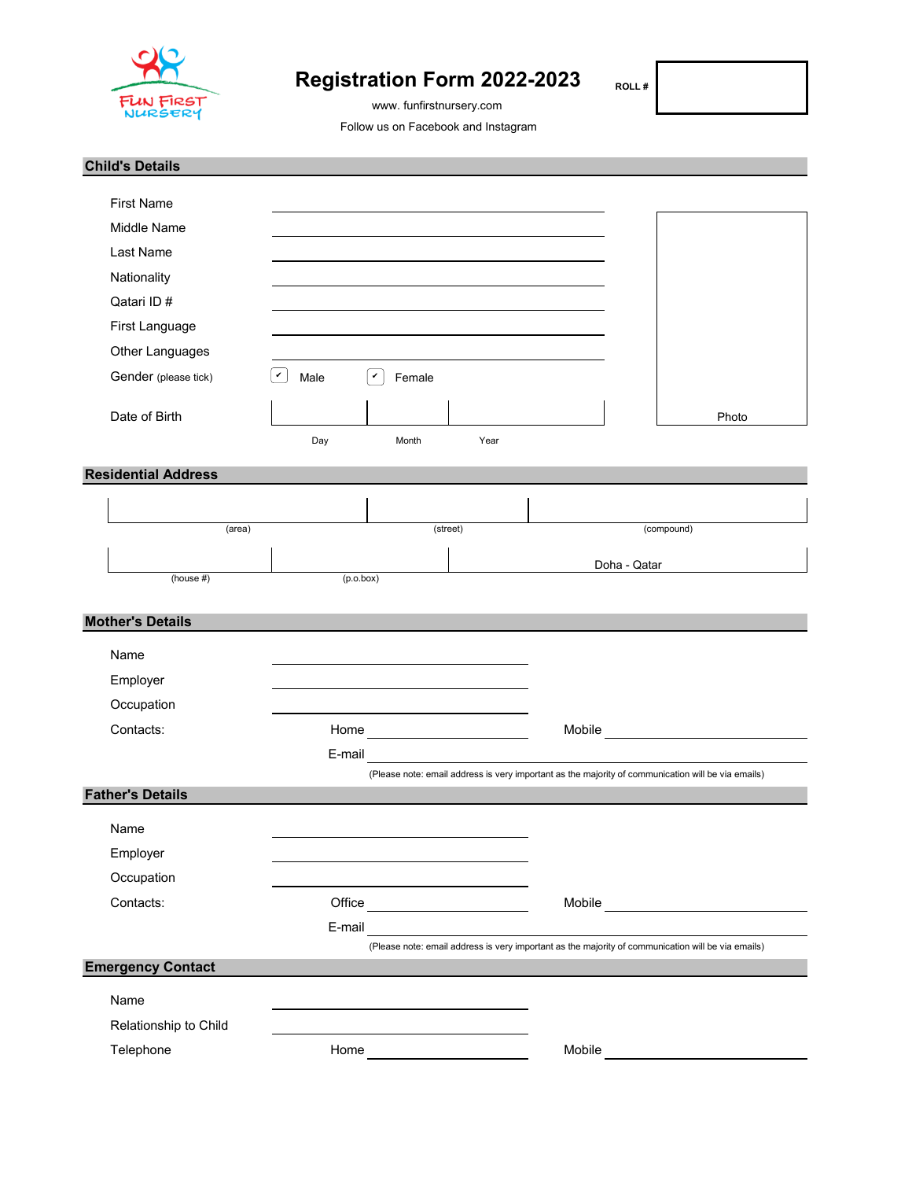FUN FIRST NURSERY

# Registration Form 2022-2023

www. funfirstnursery.com

Follow us on Facebook and Instagram

**ROLL #** ____________

## Child's Details

First Name ____________

Middle Name ____________

Last Name ____________

Nationality ____________

Qatari ID # ____________

First Language ____________

Other Languages ____________

Gender (please tick) ☐ Male ☐ Female

Date of Birth

| | | |
|---|---|---|
| Day | Month | Year |

Photo

## Residential Address

| | | |
|---|---|---|
| (area) | (street) | (compound) |

| | | |
|---|---|---|
| (house #) | (p.o.box) | Doha - Qatar |

## Mother's Details

Name ____________

Employer ____________

Occupation ____________

Contacts: Home ____________ Mobile ____________

E-mail ____________

(Please note: email address is very important as the majority of communication will be via emails)

## Father's Details

Name ____________

Employer ____________

Occupation ____________

Contacts: Office ____________ Mobile ____________

E-mail ____________

(Please note: email address is very important as the majority of communication will be via emails)

## Emergency Contact

Name ____________

Relationship to Child ____________

Telephone Home ____________ Mobile ____________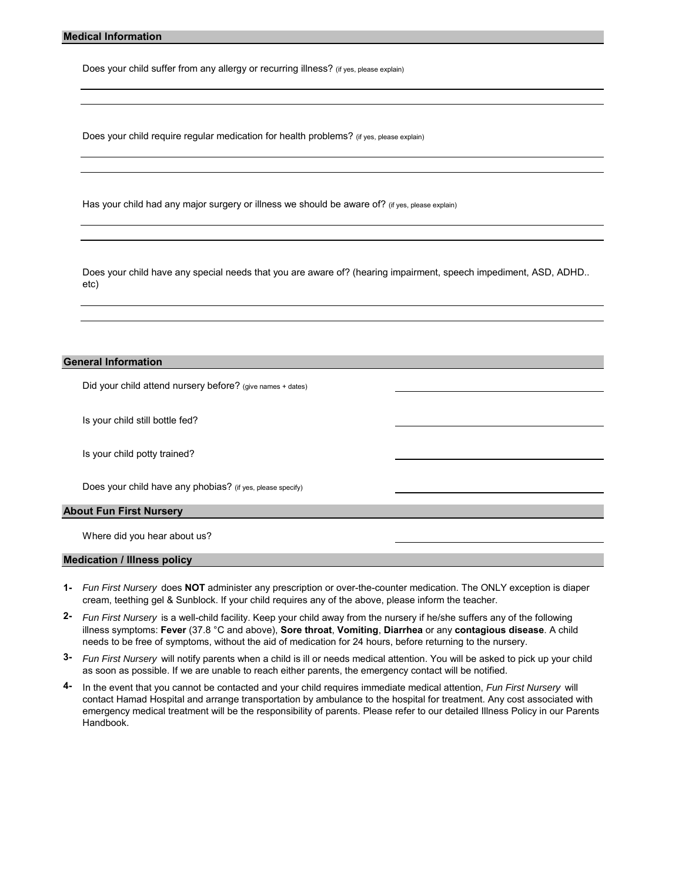## Medical Information

Does your child suffer from any allergy or recurring illness? (if yes, please explain)

______________________________________________

______________________________________________

Does your child require regular medication for health problems? (if yes, please explain)

______________________________________________

______________________________________________

Has your child had any major surgery or illness we should be aware of? (if yes, please explain)

______________________________________________

______________________________________________

Does your child have any special needs that you are aware of? (hearing impairment, speech impediment, ASD, ADHD.. etc)

______________________________________________

______________________________________________

## General Information

Did your child attend nursery before? (give names + dates) ____________________

Is your child still bottle fed? ____________________

Is your child potty trained? ____________________

Does your child have any phobias? (if yes, please specify) ____________________

## About Fun First Nursery

Where did you hear about us? ____________________

## Medication / Illness policy

1- *Fun First Nursery* does **NOT** administer any prescription or over-the-counter medication. The ONLY exception is diaper cream, teething gel & Sunblock. If your child requires any of the above, please inform the teacher.

2- *Fun First Nursery* is a well-child facility. Keep your child away from the nursery if he/she suffers any of the following illness symptoms: **Fever** (37.8 °C and above), **Sore throat**, **Vomiting**, **Diarrhea** or any **contagious disease**. A child needs to be free of symptoms, without the aid of medication for 24 hours, before returning to the nursery.

3- *Fun First Nursery* will notify parents when a child is ill or needs medical attention. You will be asked to pick up your child as soon as possible. If we are unable to reach either parents, the emergency contact will be notified.

4- In the event that you cannot be contacted and your child requires immediate medical attention, *Fun First Nursery* will contact Hamad Hospital and arrange transportation by ambulance to the hospital for treatment. Any cost associated with emergency medical treatment will be the responsibility of parents. Please refer to our detailed Illness Policy in our Parents Handbook.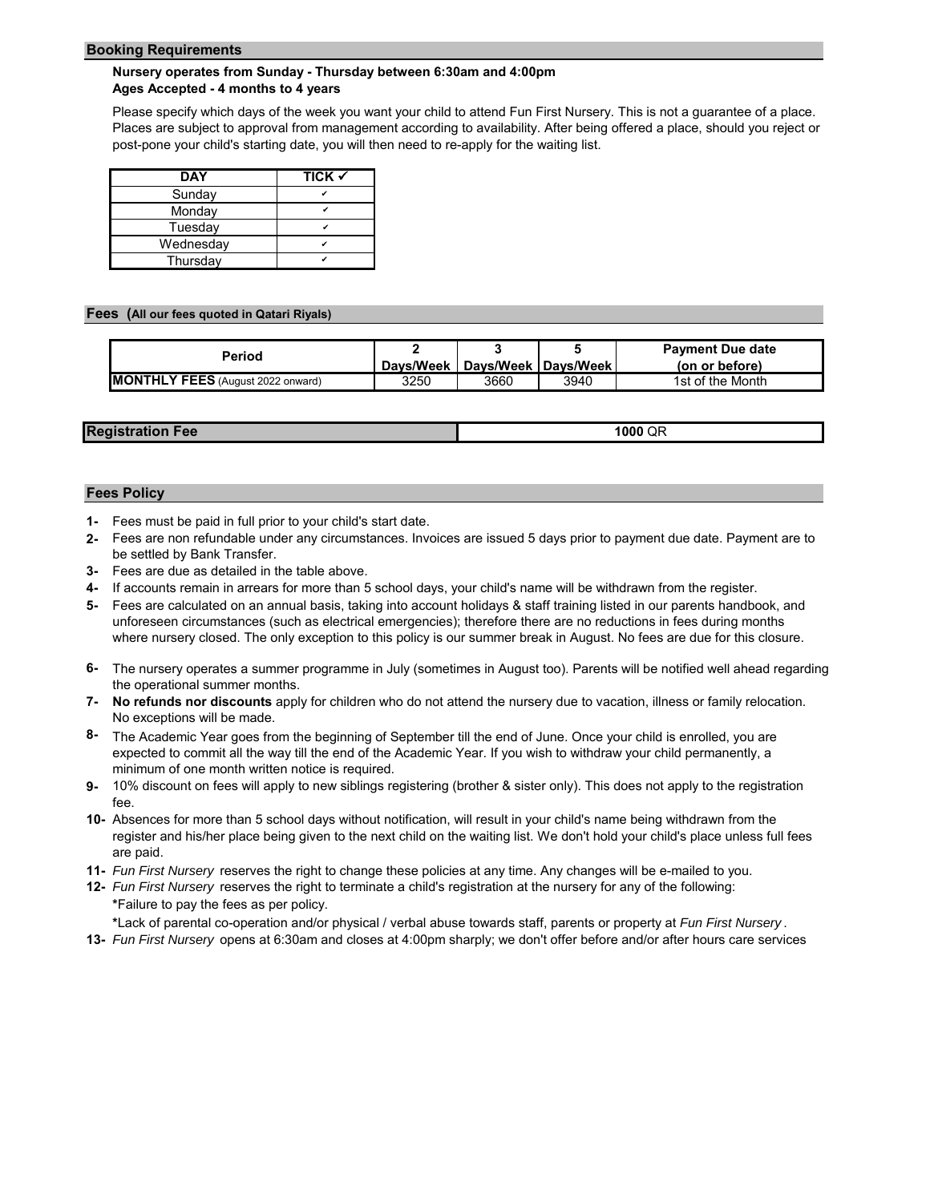## Booking Requirements

**Nursery operates from Sunday - Thursday between 6:30am and 4:00pm**
**Ages Accepted - 4 months to 4 years**

Please specify which days of the week you want your child to attend Fun First Nursery. This is not a guarantee of a place. Places are subject to approval from management according to availability. After being offered a place, should you reject or post-pone your child's starting date, you will then need to re-apply for the waiting list.

| DAY | TICK ✓ |
|---|---|
| Sunday | ✓ |
| Monday | ✓ |
| Tuesday | ✓ |
| Wednesday | ✓ |
| Thursday | ✓ |

## Fees (All our fees quoted in Qatari Riyals)

| Period | 2 Days/Week | 3 Days/Week | 5 Days/Week | Payment Due date (on or before) |
|---|---|---|---|---|
| **MONTHLY FEES** (August 2022 onward) | 3250 | 3660 | 3940 | 1st of the Month |

| **Registration Fee** | **1000** QR |
|---|---|

## Fees Policy

1- Fees must be paid in full prior to your child's start date.

2- Fees are non refundable under any circumstances. Invoices are issued 5 days prior to payment due date. Payment are to be settled by Bank Transfer.

3- Fees are due as detailed in the table above.

4- If accounts remain in arrears for more than 5 school days, your child's name will be withdrawn from the register.

5- Fees are calculated on an annual basis, taking into account holidays & staff training listed in our parents handbook, and unforeseen circumstances (such as electrical emergencies); therefore there are no reductions in fees during months where nursery closed. The only exception to this policy is our summer break in August. No fees are due for this closure.

6- The nursery operates a summer programme in July (sometimes in August too). Parents will be notified well ahead regarding the operational summer months.

7- **No refunds nor discounts** apply for children who do not attend the nursery due to vacation, illness or family relocation. No exceptions will be made.

8- The Academic Year goes from the beginning of September till the end of June. Once your child is enrolled, you are expected to commit all the way till the end of the Academic Year. If you wish to withdraw your child permanently, a minimum of one month written notice is required.

9- 10% discount on fees will apply to new siblings registering (brother & sister only). This does not apply to the registration fee.

10- Absences for more than 5 school days without notification, will result in your child's name being withdrawn from the register and his/her place being given to the next child on the waiting list. We don't hold your child's place unless full fees are paid.

11- *Fun First Nursery* reserves the right to change these policies at any time. Any changes will be e-mailed to you.

12- *Fun First Nursery* reserves the right to terminate a child's registration at the nursery for any of the following:
*Failure to pay the fees as per policy.
*Lack of parental co-operation and/or physical / verbal abuse towards staff, parents or property at *Fun First Nursery*.

13- *Fun First Nursery* opens at 6:30am and closes at 4:00pm sharply; we don't offer before and/or after hours care services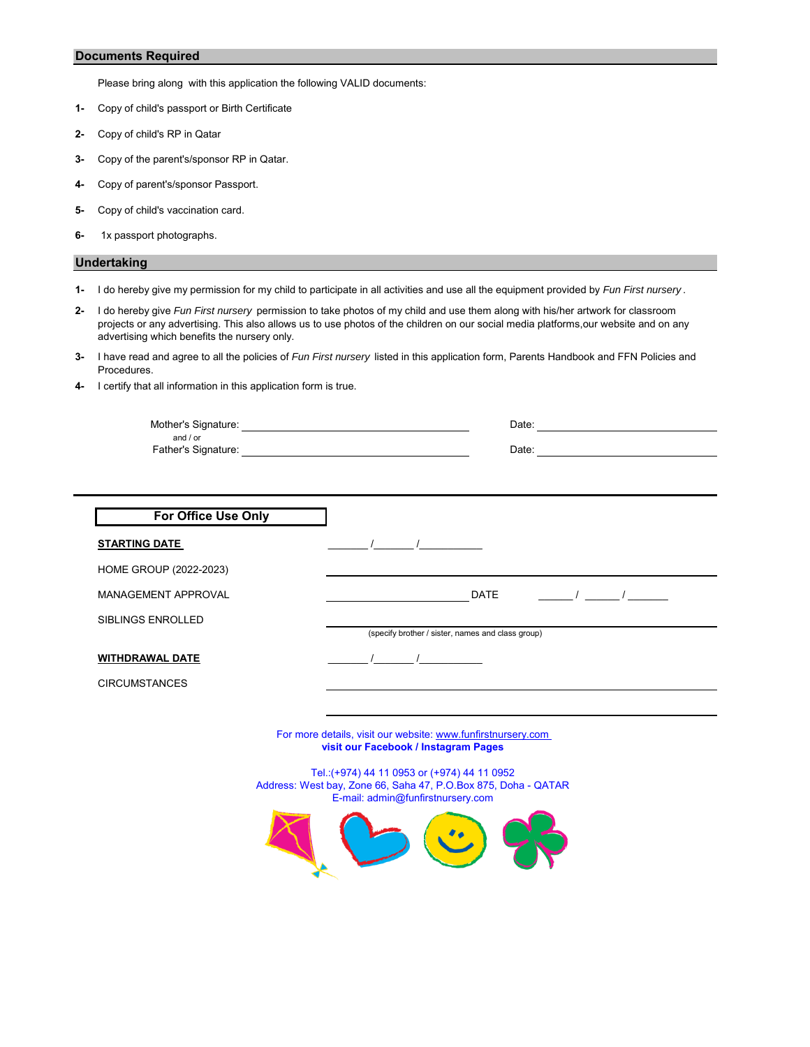## Documents Required

Please bring along with this application the following VALID documents:

1- Copy of child's passport or Birth Certificate

2- Copy of child's RP in Qatar

3- Copy of the parent's/sponsor RP in Qatar.

4- Copy of parent's/sponsor Passport.

5- Copy of child's vaccination card.

6- 1x passport photographs.

## Undertaking

1- I do hereby give my permission for my child to participate in all activities and use all the equipment provided by *Fun First nursery*.

2- I do hereby give *Fun First nursery* permission to take photos of my child and use them along with his/her artwork for classroom projects or any advertising. This also allows us to use photos of the children on our social media platforms,our website and on any advertising which benefits the nursery only.

3- I have read and agree to all the policies of *Fun First nursery* listed in this application form, Parents Handbook and FFN Policies and Procedures.

4- I certify that all information in this application form is true.

Mother's Signature: ______________________ Date: ______________________

and / or

Father's Signature: ______________________ Date: ______________________

---

### For Office Use Only

**STARTING DATE** _______ /_______ /___________

HOME GROUP (2022-2023) ______________________

MANAGEMENT APPROVAL ______________________ DATE ______ / ______ / _______

SIBLINGS ENROLLED ______________________

(specify brother / sister, names and class group)

**WITHDRAWAL DATE** _______ /_______ /___________

CIRCUMSTANCES ______________________

______________________

For more details, visit our website: www.funfirstnursery.com

**visit our Facebook / Instagram Pages**

Tel.:(+974) 44 11 0953 or (+974) 44 11 0952

Address: West bay, Zone 66, Saha 47, P.O.Box 875, Doha - QATAR

E-mail: admin@funfirstnursery.com